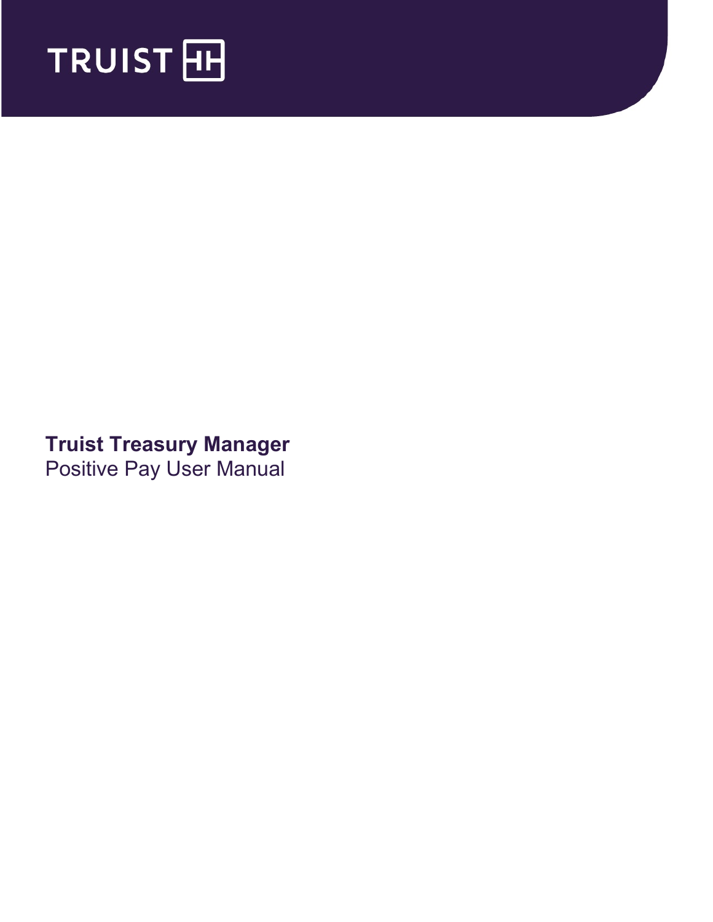TRUIST

# Truist Treasury Manager

Positive Pay User Manual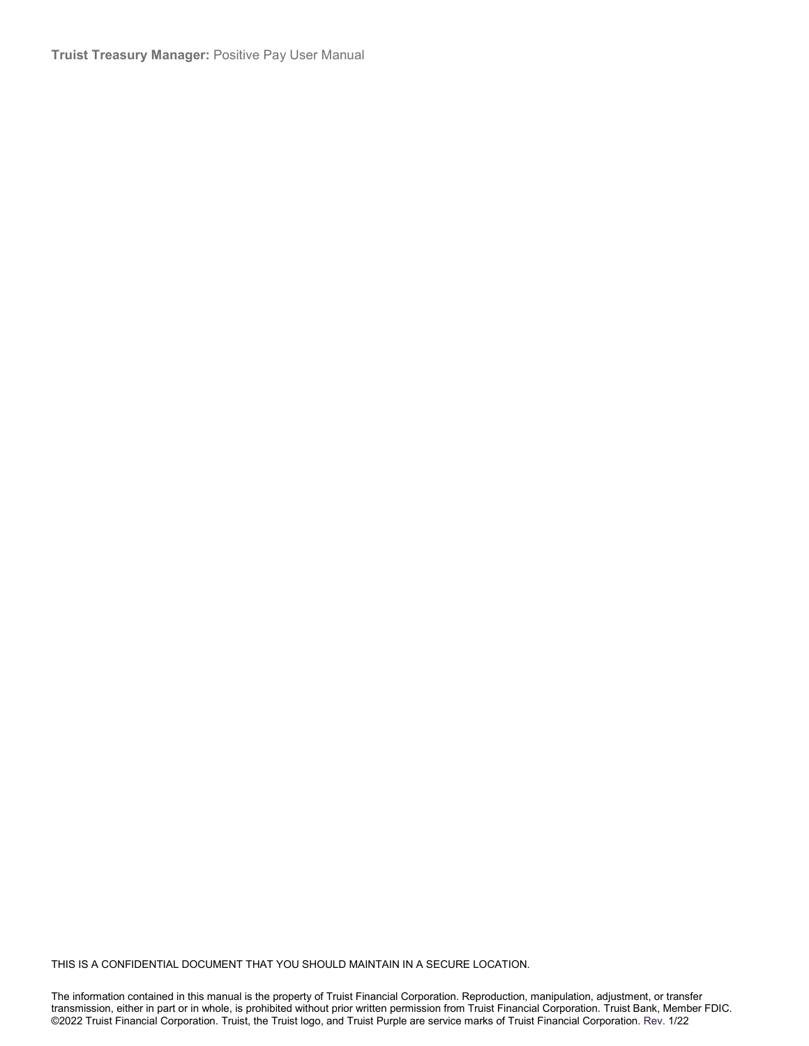THIS IS A CONFIDENTIAL DOCUMENT THAT YOU SHOULD MAINTAIN IN A SECURE LOCATION.

The information contained in this manual is the property of Truist Financial Corporation. Reproduction, manipulation, adjustment, or transfer transmission, either in part or in whole, is prohibited without prior written permission from Truist Financial Corporation. Truist Bank, Member FDIC. ©2022 Truist Financial Corporation. Truist, the Truist logo, and Truist Purple are service marks of Truist Financial Corporation. Rev. 1/22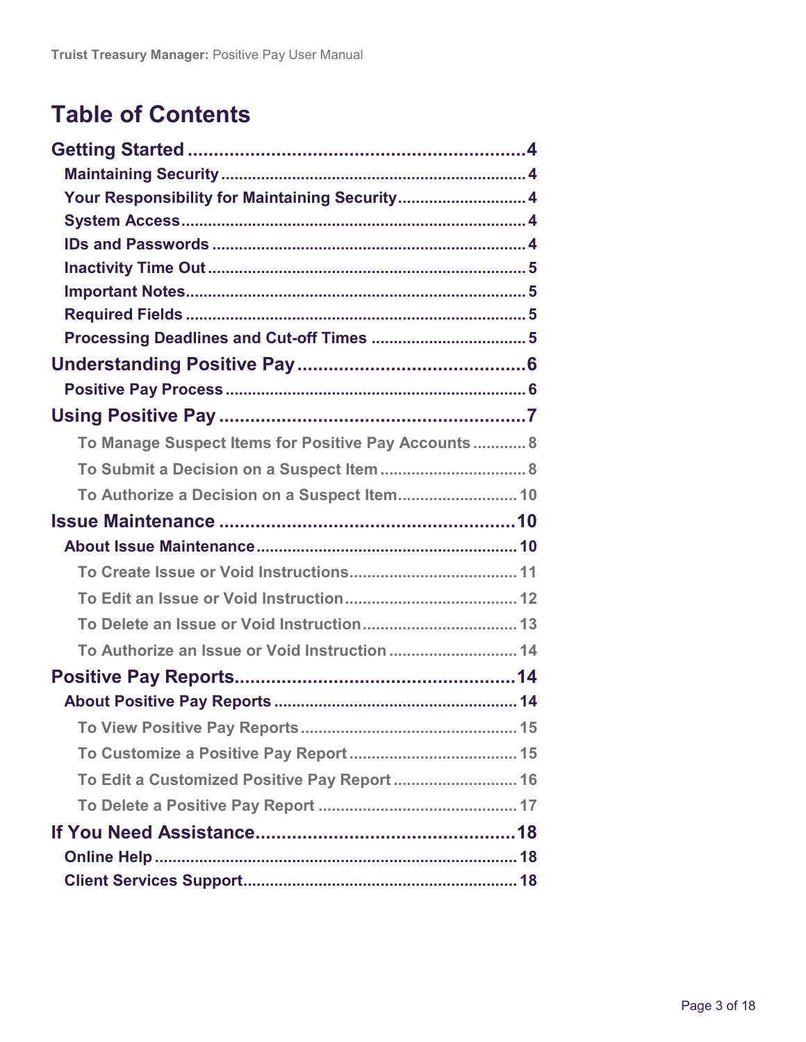# Table of Contents

**Getting Started** .......... 4
- **Maintaining Security** .......... 4
- **Your Responsibility for Maintaining Security** .......... 4
- **System Access** .......... 4
- **IDs and Passwords** .......... 4
- **Inactivity Time Out** .......... 5
- **Important Notes** .......... 5
- **Required Fields** .......... 5
- **Processing Deadlines and Cut-off Times** .......... 5

**Understanding Positive Pay** .......... 6
- **Positive Pay Process** .......... 6

**Using Positive Pay** .......... 7
- To Manage Suspect Items for Positive Pay Accounts .......... 8
- To Submit a Decision on a Suspect Item .......... 8
- To Authorize a Decision on a Suspect Item .......... 10

**Issue Maintenance** .......... 10
- **About Issue Maintenance** .......... 10
  - To Create Issue or Void Instructions .......... 11
  - To Edit an Issue or Void Instruction .......... 12
  - To Delete an Issue or Void Instruction .......... 13
  - To Authorize an Issue or Void Instruction .......... 14

**Positive Pay Reports** .......... 14
- **About Positive Pay Reports** .......... 14
  - To View Positive Pay Reports .......... 15
  - To Customize a Positive Pay Report .......... 15
  - To Edit a Customized Positive Pay Report .......... 16
  - To Delete a Positive Pay Report .......... 17

**If You Need Assistance** .......... 18
- **Online Help** .......... 18
- **Client Services Support** .......... 18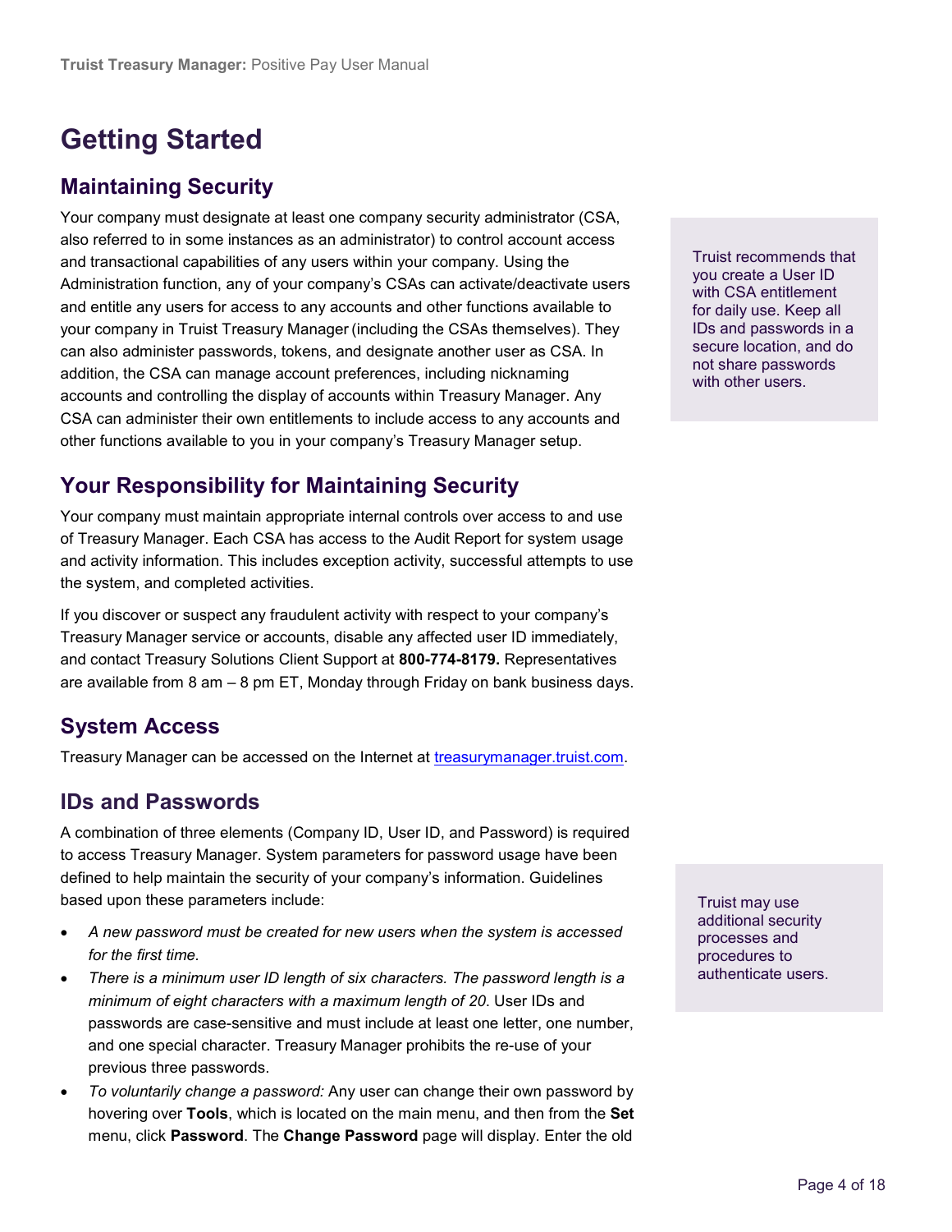# Getting Started

## Maintaining Security

Your company must designate at least one company security administrator (CSA, also referred to in some instances as an administrator) to control account access and transactional capabilities of any users within your company. Using the Administration function, any of your company's CSAs can activate/deactivate users and entitle any users for access to any accounts and other functions available to your company in Truist Treasury Manager (including the CSAs themselves). They can also administer passwords, tokens, and designate another user as CSA. In addition, the CSA can manage account preferences, including nicknaming accounts and controlling the display of accounts within Treasury Manager. Any CSA can administer their own entitlements to include access to any accounts and other functions available to you in your company's Treasury Manager setup.

Truist recommends that you create a User ID with CSA entitlement for daily use. Keep all IDs and passwords in a secure location, and do not share passwords with other users.

## Your Responsibility for Maintaining Security

Your company must maintain appropriate internal controls over access to and use of Treasury Manager. Each CSA has access to the Audit Report for system usage and activity information. This includes exception activity, successful attempts to use the system, and completed activities.

If you discover or suspect any fraudulent activity with respect to your company's Treasury Manager service or accounts, disable any affected user ID immediately, and contact Treasury Solutions Client Support at **800-774-8179.** Representatives are available from 8 am – 8 pm ET, Monday through Friday on bank business days.

## System Access

Treasury Manager can be accessed on the Internet at [treasurymanager.truist.com](treasurymanager.truist.com).

## IDs and Passwords

A combination of three elements (Company ID, User ID, and Password) is required to access Treasury Manager. System parameters for password usage have been defined to help maintain the security of your company's information. Guidelines based upon these parameters include:

Truist may use additional security processes and procedures to authenticate users.

- *A new password must be created for new users when the system is accessed for the first time.*
- *There is a minimum user ID length of six characters. The password length is a minimum of eight characters with a maximum length of 20*. User IDs and passwords are case-sensitive and must include at least one letter, one number, and one special character. Treasury Manager prohibits the re-use of your previous three passwords.
- *To voluntarily change a password:* Any user can change their own password by hovering over **Tools**, which is located on the main menu, and then from the **Set** menu, click **Password**. The **Change Password** page will display. Enter the old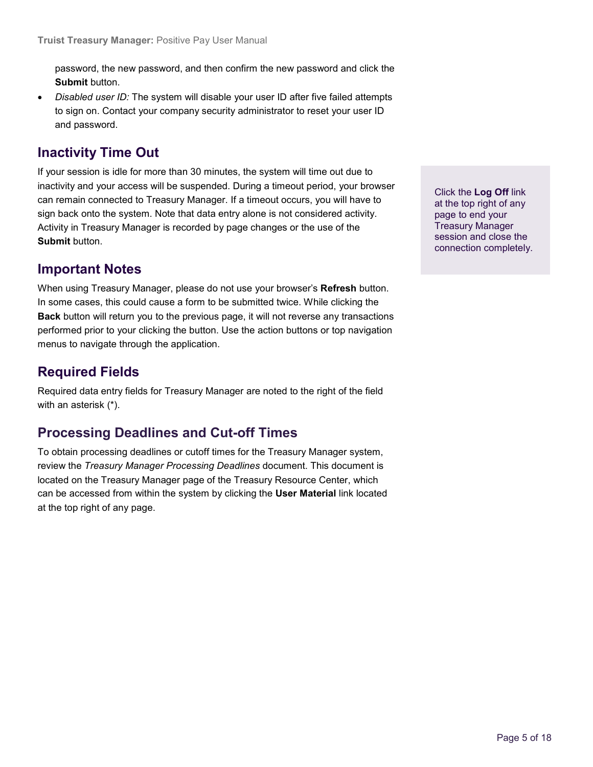password, the new password, and then confirm the new password and click the **Submit** button.

- *Disabled user ID:* The system will disable your user ID after five failed attempts to sign on. Contact your company security administrator to reset your user ID and password.

## Inactivity Time Out

If your session is idle for more than 30 minutes, the system will time out due to inactivity and your access will be suspended. During a timeout period, your browser can remain connected to Treasury Manager. If a timeout occurs, you will have to sign back onto the system. Note that data entry alone is not considered activity. Activity in Treasury Manager is recorded by page changes or the use of the **Submit** button.

Click the **Log Off** link at the top right of any page to end your Treasury Manager session and close the connection completely.

## Important Notes

When using Treasury Manager, please do not use your browser's **Refresh** button. In some cases, this could cause a form to be submitted twice. While clicking the **Back** button will return you to the previous page, it will not reverse any transactions performed prior to your clicking the button. Use the action buttons or top navigation menus to navigate through the application.

## Required Fields

Required data entry fields for Treasury Manager are noted to the right of the field with an asterisk (*).

## Processing Deadlines and Cut-off Times

To obtain processing deadlines or cutoff times for the Treasury Manager system, review the *Treasury Manager Processing Deadlines* document. This document is located on the Treasury Manager page of the Treasury Resource Center, which can be accessed from within the system by clicking the **User Material** link located at the top right of any page.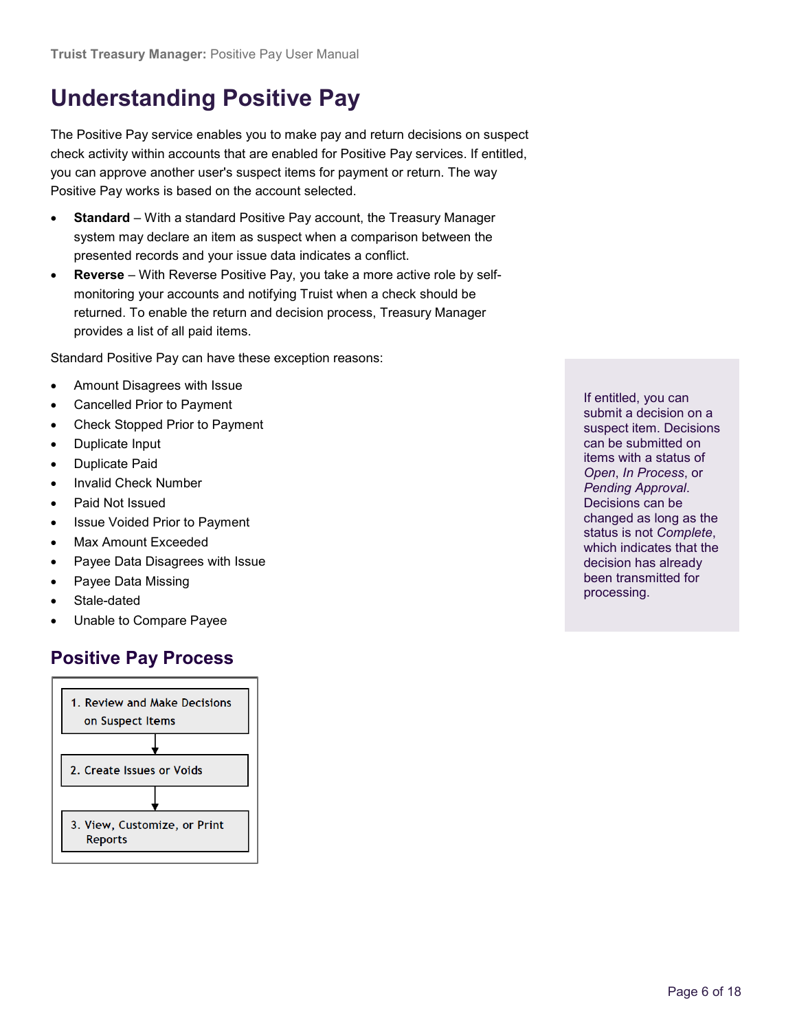# Understanding Positive Pay

The Positive Pay service enables you to make pay and return decisions on suspect check activity within accounts that are enabled for Positive Pay services. If entitled, you can approve another user's suspect items for payment or return. The way Positive Pay works is based on the account selected.

- **Standard** – With a standard Positive Pay account, the Treasury Manager system may declare an item as suspect when a comparison between the presented records and your issue data indicates a conflict.
- **Reverse** – With Reverse Positive Pay, you take a more active role by self-monitoring your accounts and notifying Truist when a check should be returned. To enable the return and decision process, Treasury Manager provides a list of all paid items.

Standard Positive Pay can have these exception reasons:

- Amount Disagrees with Issue
- Cancelled Prior to Payment
- Check Stopped Prior to Payment
- Duplicate Input
- Duplicate Paid
- Invalid Check Number
- Paid Not Issued
- Issue Voided Prior to Payment
- Max Amount Exceeded
- Payee Data Disagrees with Issue
- Payee Data Missing
- Stale-dated
- Unable to Compare Payee

If entitled, you can submit a decision on a suspect item. Decisions can be submitted on items with a status of *Open*, *In Process*, or *Pending Approval*. Decisions can be changed as long as the status is not *Complete*, which indicates that the decision has already been transmitted for processing.

## Positive Pay Process

1. Review and Make Decisions on Suspect Items
2. Create Issues or Voids
3. View, Customize, or Print Reports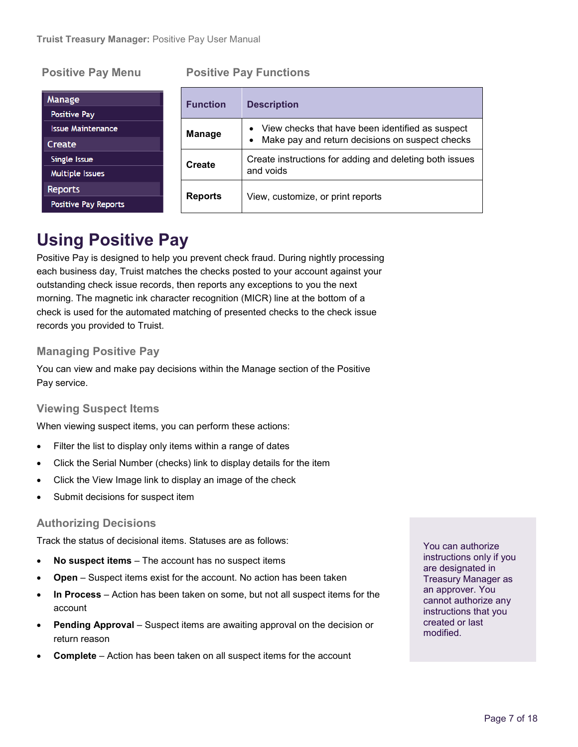### Positive Pay Menu

- **Manage**
  - Positive Pay
  - Issue Maintenance
- **Create**
  - Single Issue
  - Multiple Issues
- **Reports**
  - Positive Pay Reports

### Positive Pay Functions

| Function | Description |
| --- | --- |
| **Manage** | • View checks that have been identified as suspect<br>• Make pay and return decisions on suspect checks |
| **Create** | Create instructions for adding and deleting both issues and voids |
| **Reports** | View, customize, or print reports |

# Using Positive Pay

Positive Pay is designed to help you prevent check fraud. During nightly processing each business day, Truist matches the checks posted to your account against your outstanding check issue records, then reports any exceptions to you the next morning. The magnetic ink character recognition (MICR) line at the bottom of a check is used for the automated matching of presented checks to the check issue records you provided to Truist.

## Managing Positive Pay

You can view and make pay decisions within the Manage section of the Positive Pay service.

## Viewing Suspect Items

When viewing suspect items, you can perform these actions:

- Filter the list to display only items within a range of dates
- Click the Serial Number (checks) link to display details for the item
- Click the View Image link to display an image of the check
- Submit decisions for suspect item

## Authorizing Decisions

Track the status of decisional items. Statuses are as follows:

- **No suspect items** – The account has no suspect items
- **Open** – Suspect items exist for the account. No action has been taken
- **In Process** – Action has been taken on some, but not all suspect items for the account
- **Pending Approval** – Suspect items are awaiting approval on the decision or return reason
- **Complete** – Action has been taken on all suspect items for the account

> You can authorize instructions only if you are designated in Treasury Manager as an approver. You cannot authorize any instructions that you created or last modified.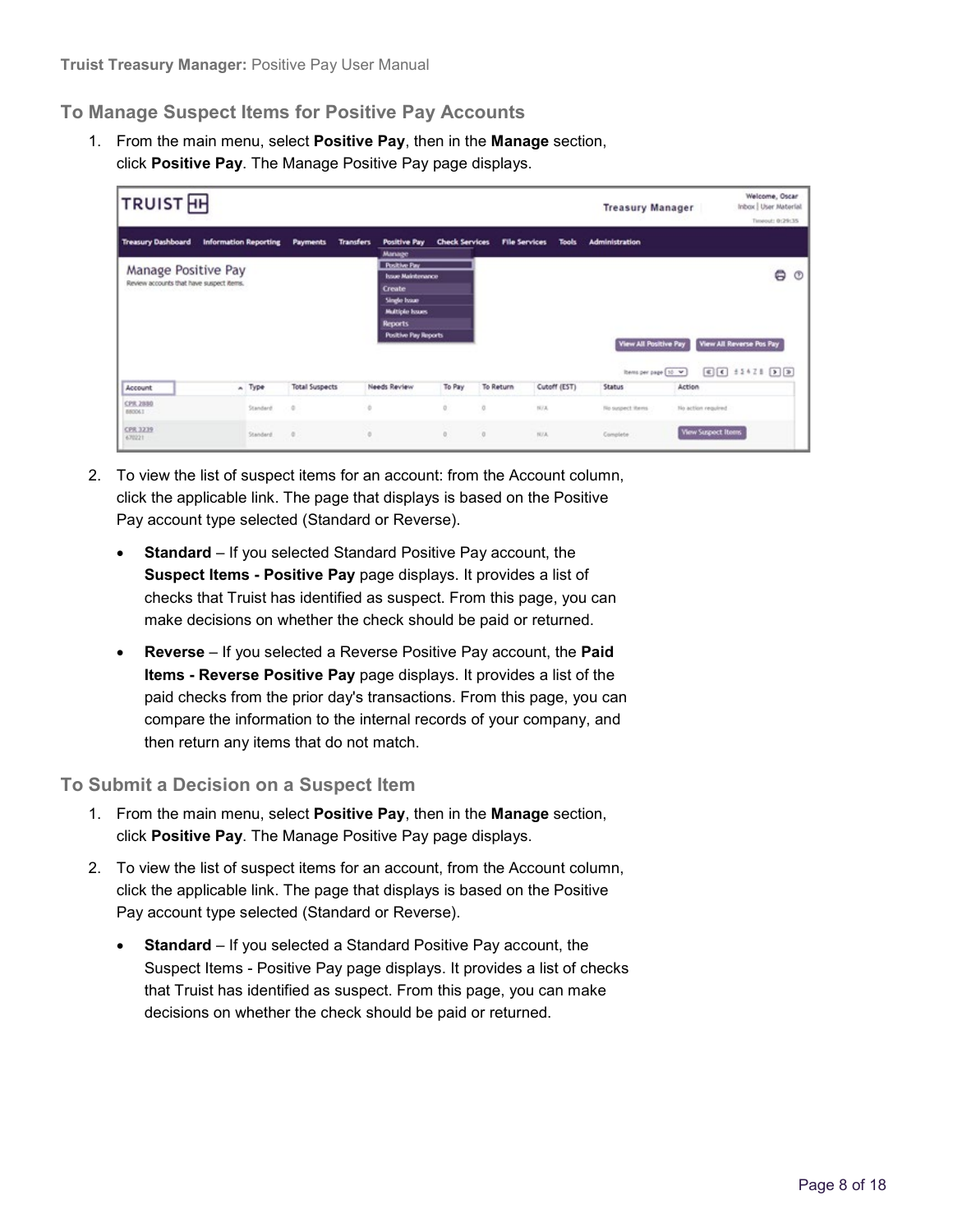## To Manage Suspect Items for Positive Pay Accounts

1. From the main menu, select **Positive Pay**, then in the **Manage** section, click **Positive Pay**. The Manage Positive Pay page displays.

2. To view the list of suspect items for an account: from the Account column, click the applicable link. The page that displays is based on the Positive Pay account type selected (Standard or Reverse).

   - **Standard** – If you selected Standard Positive Pay account, the **Suspect Items - Positive Pay** page displays. It provides a list of checks that Truist has identified as suspect. From this page, you can make decisions on whether the check should be paid or returned.
   - **Reverse** – If you selected a Reverse Positive Pay account, the **Paid Items - Reverse Positive Pay** page displays. It provides a list of the paid checks from the prior day's transactions. From this page, you can compare the information to the internal records of your company, and then return any items that do not match.

## To Submit a Decision on a Suspect Item

1. From the main menu, select **Positive Pay**, then in the **Manage** section, click **Positive Pay**. The Manage Positive Pay page displays.

2. To view the list of suspect items for an account, from the Account column, click the applicable link. The page that displays is based on the Positive Pay account type selected (Standard or Reverse).

   - **Standard** – If you selected a Standard Positive Pay account, the Suspect Items - Positive Pay page displays. It provides a list of checks that Truist has identified as suspect. From this page, you can make decisions on whether the check should be paid or returned.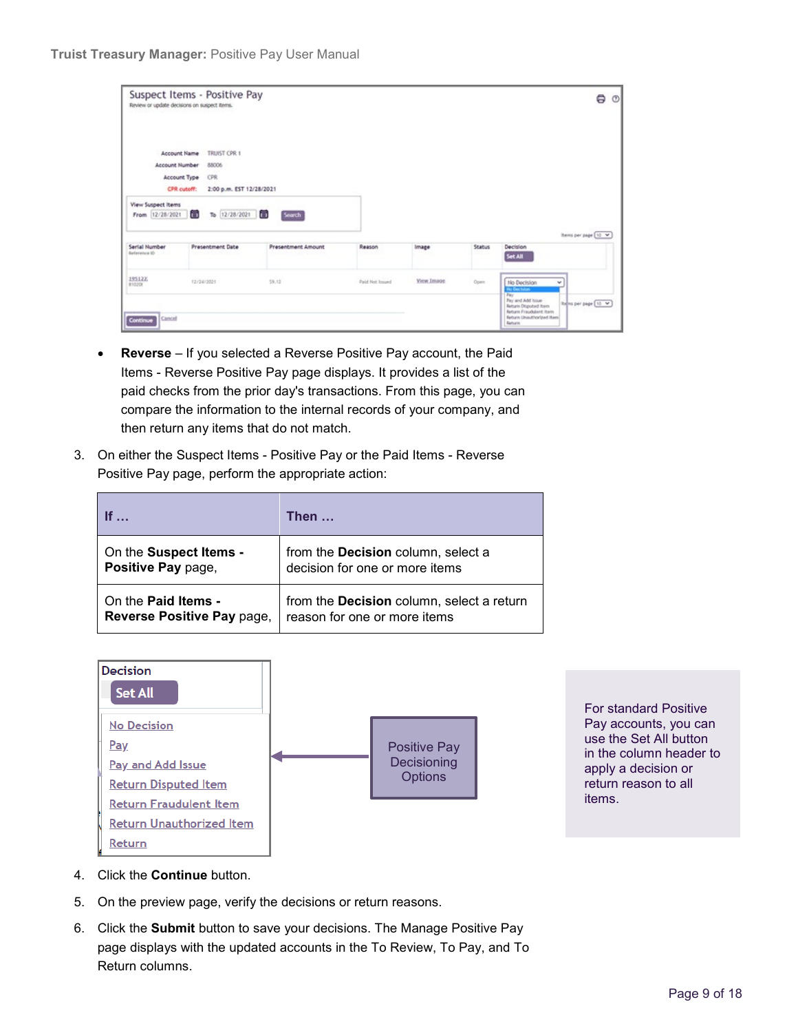- **Reverse** – If you selected a Reverse Positive Pay account, the Paid Items - Reverse Positive Pay page displays. It provides a list of the paid checks from the prior day's transactions. From this page, you can compare the information to the internal records of your company, and then return any items that do not match.

3. On either the Suspect Items - Positive Pay or the Paid Items - Reverse Positive Pay page, perform the appropriate action:

| If … | Then … |
| --- | --- |
| On the **Suspect Items - Positive Pay** page, | from the **Decision** column, select a decision for one or more items |
| On the **Paid Items - Reverse Positive Pay** page, | from the **Decision** column, select a return reason for one or more items |

For standard Positive Pay accounts, you can use the Set All button in the column header to apply a decision or return reason to all items.

4. Click the **Continue** button.
5. On the preview page, verify the decisions or return reasons.
6. Click the **Submit** button to save your decisions. The Manage Positive Pay page displays with the updated accounts in the To Review, To Pay, and To Return columns.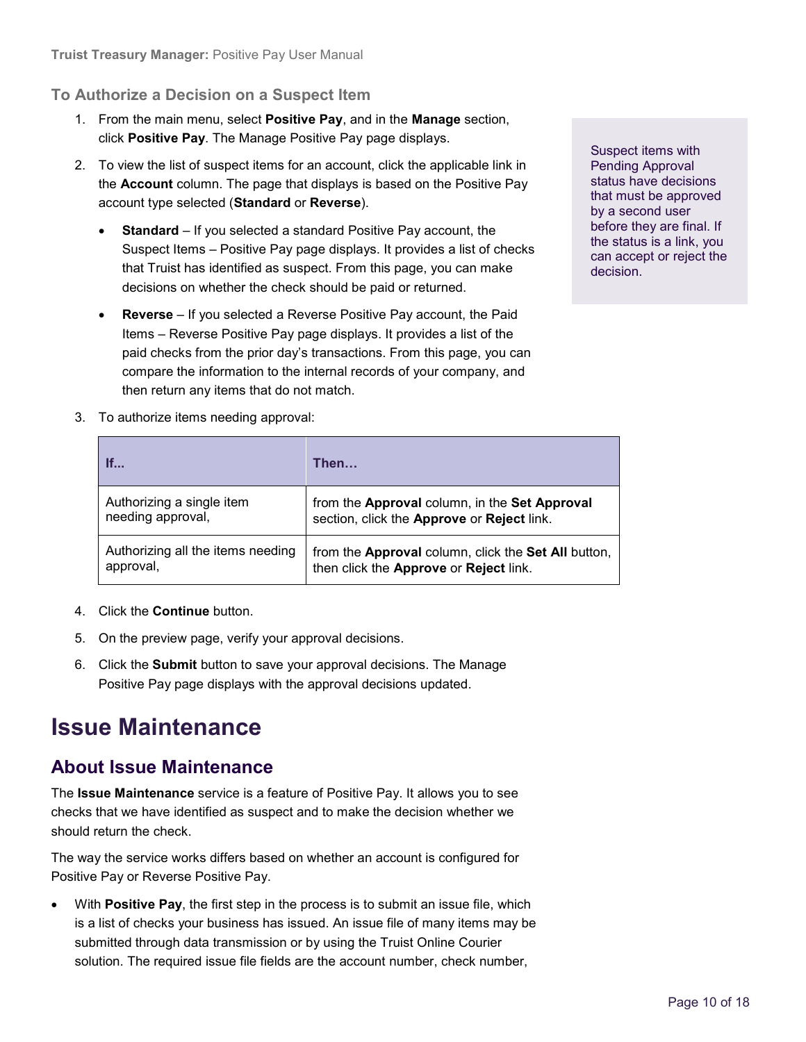### To Authorize a Decision on a Suspect Item

1. From the main menu, select **Positive Pay**, and in the **Manage** section, click **Positive Pay**. The Manage Positive Pay page displays.
2. To view the list of suspect items for an account, click the applicable link in the **Account** column. The page that displays is based on the Positive Pay account type selected (**Standard** or **Reverse**).
   - **Standard** – If you selected a standard Positive Pay account, the Suspect Items – Positive Pay page displays. It provides a list of checks that Truist has identified as suspect. From this page, you can make decisions on whether the check should be paid or returned.
   - **Reverse** – If you selected a Reverse Positive Pay account, the Paid Items – Reverse Positive Pay page displays. It provides a list of the paid checks from the prior day's transactions. From this page, you can compare the information to the internal records of your company, and then return any items that do not match.

   Suspect items with Pending Approval status have decisions that must be approved by a second user before they are final. If the status is a link, you can accept or reject the decision.

3. To authorize items needing approval:

| If... | Then… |
| --- | --- |
| Authorizing a single item needing approval, | from the **Approval** column, in the **Set Approval** section, click the **Approve** or **Reject** link. |
| Authorizing all the items needing approval, | from the **Approval** column, click the **Set All** button, then click the **Approve** or **Reject** link. |

4. Click the **Continue** button.
5. On the preview page, verify your approval decisions.
6. Click the **Submit** button to save your approval decisions. The Manage Positive Pay page displays with the approval decisions updated.

# Issue Maintenance

## About Issue Maintenance

The **Issue Maintenance** service is a feature of Positive Pay. It allows you to see checks that we have identified as suspect and to make the decision whether we should return the check.

The way the service works differs based on whether an account is configured for Positive Pay or Reverse Positive Pay.

- With **Positive Pay**, the first step in the process is to submit an issue file, which is a list of checks your business has issued. An issue file of many items may be submitted through data transmission or by using the Truist Online Courier solution. The required issue file fields are the account number, check number,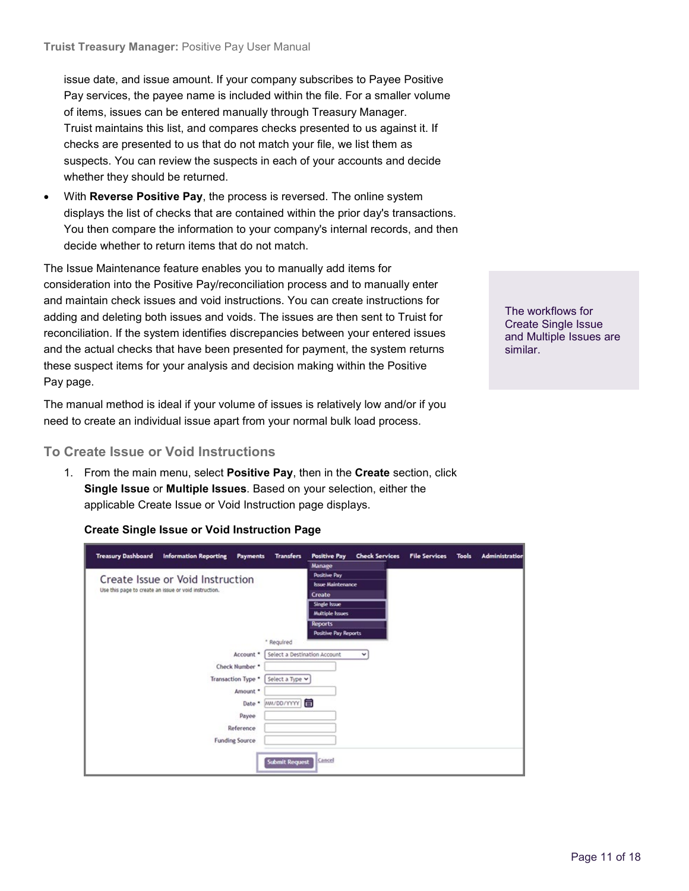issue date, and issue amount. If your company subscribes to Payee Positive Pay services, the payee name is included within the file. For a smaller volume of items, issues can be entered manually through Treasury Manager. Truist maintains this list, and compares checks presented to us against it. If checks are presented to us that do not match your file, we list them as suspects. You can review the suspects in each of your accounts and decide whether they should be returned.

- With **Reverse Positive Pay**, the process is reversed. The online system displays the list of checks that are contained within the prior day's transactions. You then compare the information to your company's internal records, and then decide whether to return items that do not match.

The Issue Maintenance feature enables you to manually add items for consideration into the Positive Pay/reconciliation process and to manually enter and maintain check issues and void instructions. You can create instructions for adding and deleting both issues and voids. The issues are then sent to Truist for reconciliation. If the system identifies discrepancies between your entered issues and the actual checks that have been presented for payment, the system returns these suspect items for your analysis and decision making within the Positive Pay page.

The workflows for Create Single Issue and Multiple Issues are similar.

The manual method is ideal if your volume of issues is relatively low and/or if you need to create an individual issue apart from your normal bulk load process.

## To Create Issue or Void Instructions

1. From the main menu, select **Positive Pay**, then in the **Create** section, click **Single Issue** or **Multiple Issues**. Based on your selection, either the applicable Create Issue or Void Instruction page displays.

**Create Single Issue or Void Instruction Page**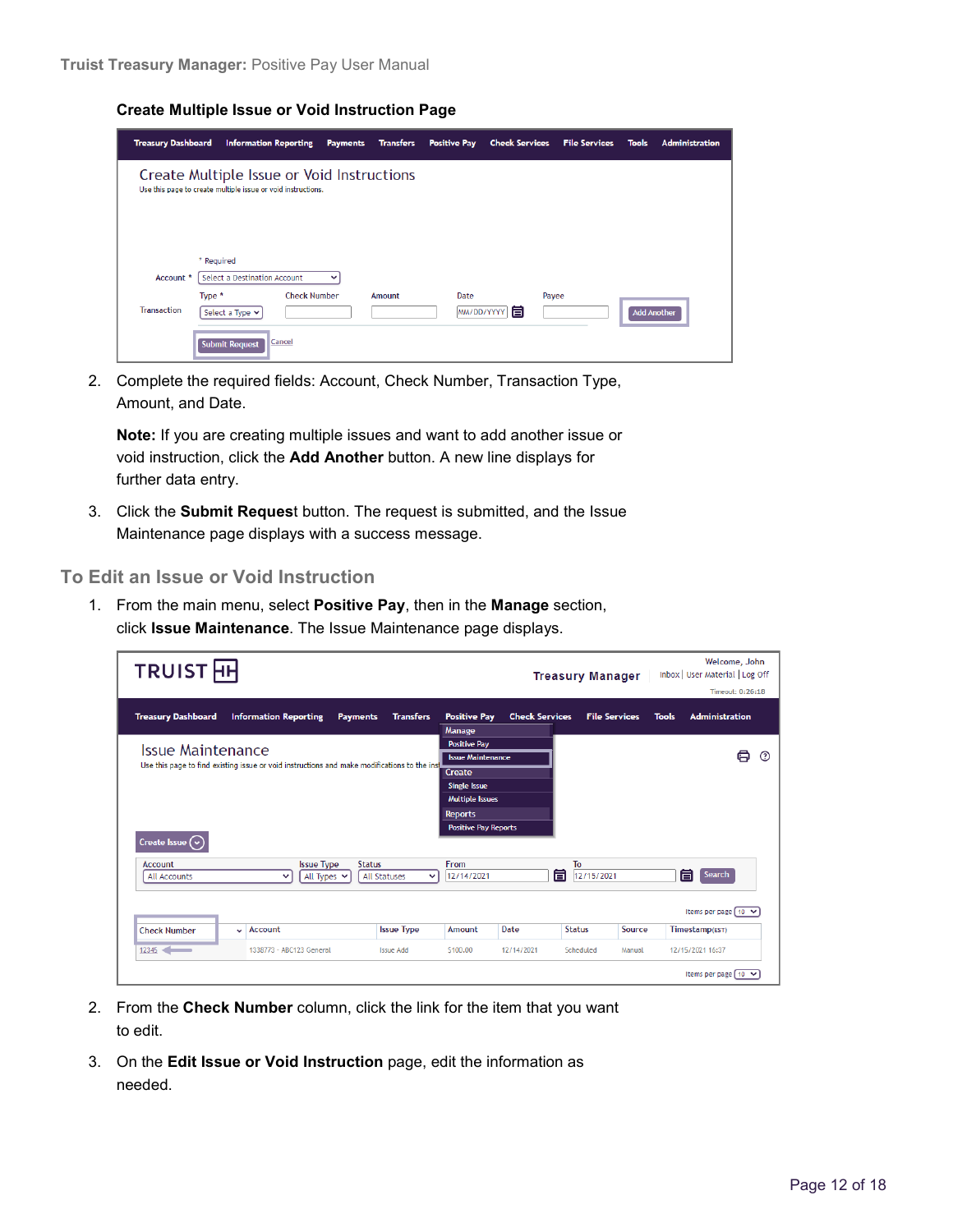**Create Multiple Issue or Void Instruction Page**

2. Complete the required fields: Account, Check Number, Transaction Type, Amount, and Date.

   **Note:** If you are creating multiple issues and want to add another issue or void instruction, click the **Add Another** button. A new line displays for further data entry.

3. Click the **Submit Reques**t button. The request is submitted, and the Issue Maintenance page displays with a success message.

## To Edit an Issue or Void Instruction

1. From the main menu, select **Positive Pay**, then in the **Manage** section, click **Issue Maintenance**. The Issue Maintenance page displays.

2. From the **Check Number** column, click the link for the item that you want to edit.

3. On the **Edit Issue or Void Instruction** page, edit the information as needed.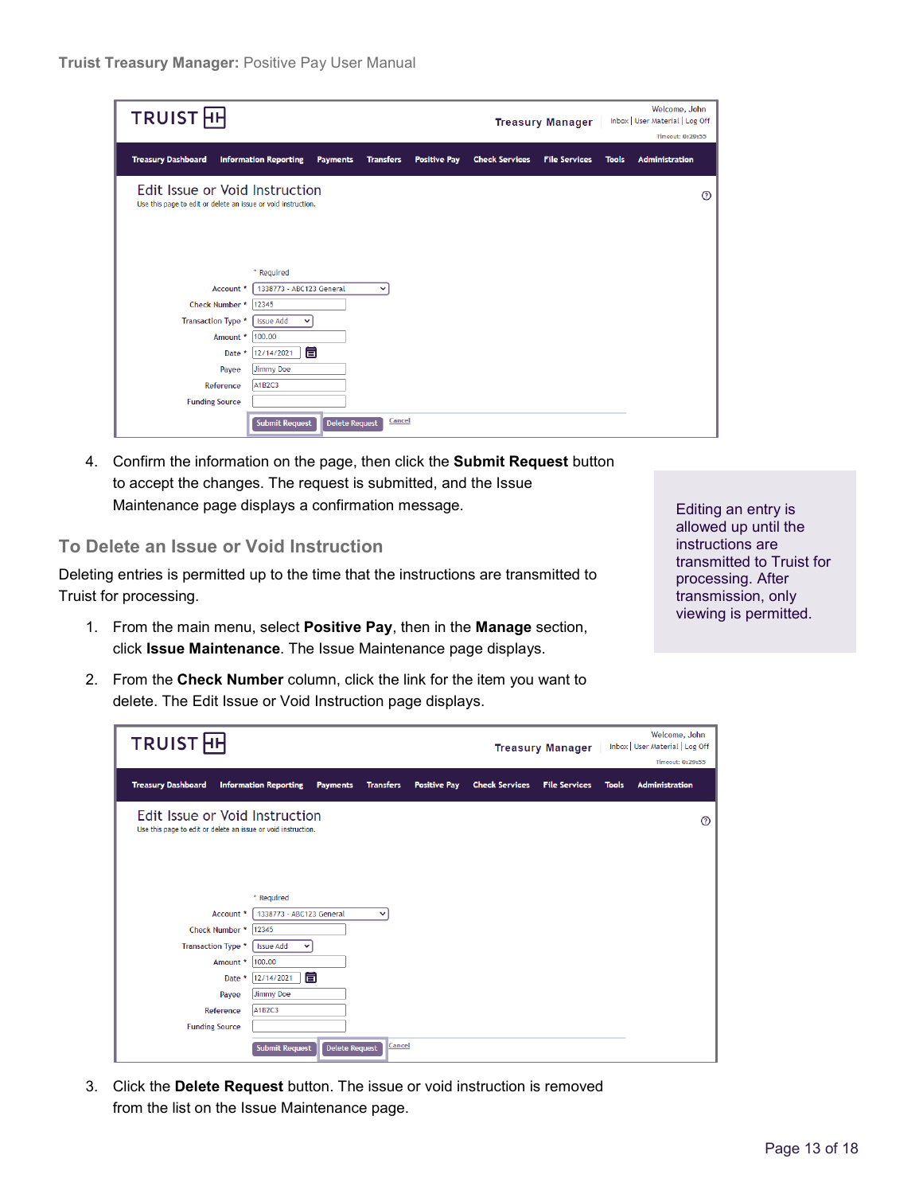4. Confirm the information on the page, then click the **Submit Request** button to accept the changes. The request is submitted, and the Issue Maintenance page displays a confirmation message.

> Editing an entry is allowed up until the instructions are transmitted to Truist for processing. After transmission, only viewing is permitted.

## To Delete an Issue or Void Instruction

Deleting entries is permitted up to the time that the instructions are transmitted to Truist for processing.

1. From the main menu, select **Positive Pay**, then in the **Manage** section, click **Issue Maintenance**. The Issue Maintenance page displays.
2. From the **Check Number** column, click the link for the item you want to delete. The Edit Issue or Void Instruction page displays.
3. Click the **Delete Request** button. The issue or void instruction is removed from the list on the Issue Maintenance page.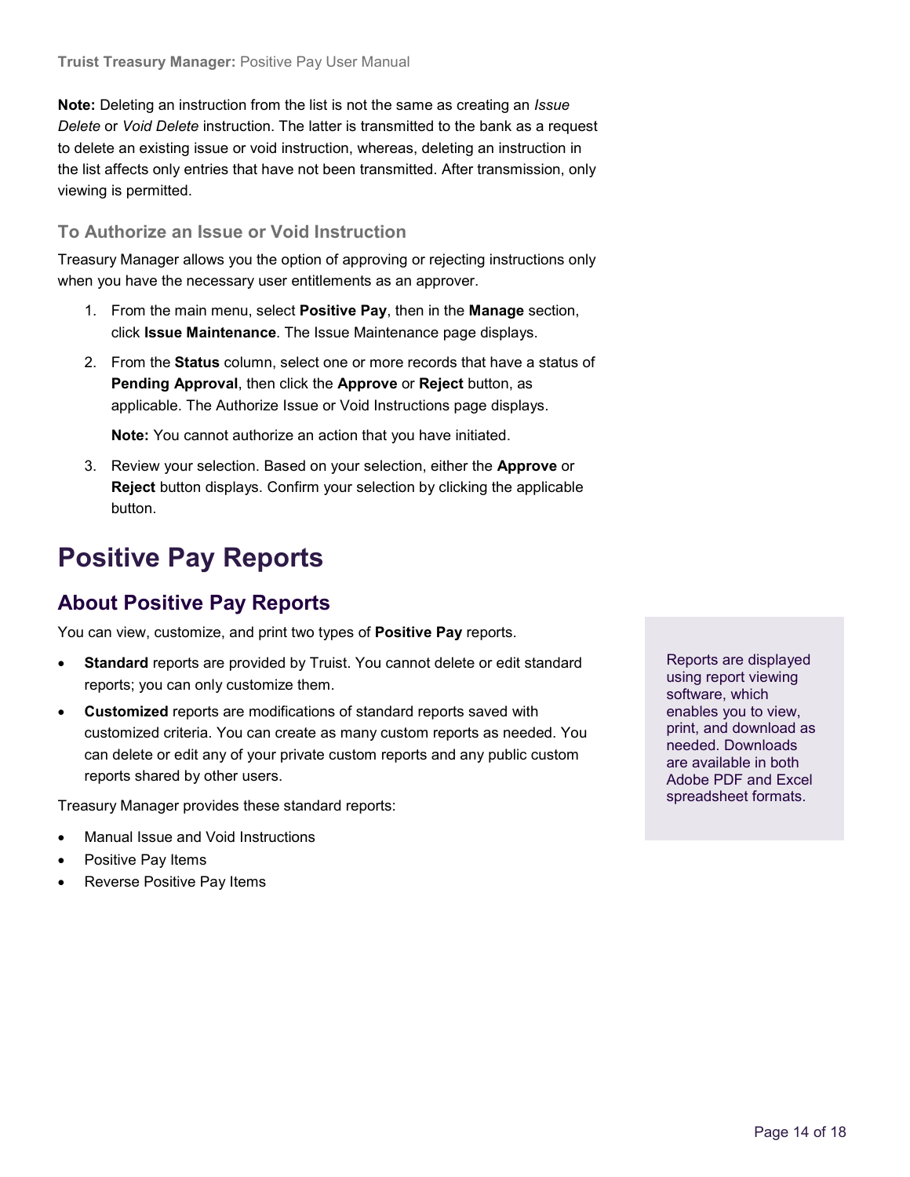**Note:** Deleting an instruction from the list is not the same as creating an *Issue Delete* or *Void Delete* instruction. The latter is transmitted to the bank as a request to delete an existing issue or void instruction, whereas, deleting an instruction in the list affects only entries that have not been transmitted. After transmission, only viewing is permitted.

### To Authorize an Issue or Void Instruction

Treasury Manager allows you the option of approving or rejecting instructions only when you have the necessary user entitlements as an approver.

1. From the main menu, select **Positive Pay**, then in the **Manage** section, click **Issue Maintenance**. The Issue Maintenance page displays.
2. From the **Status** column, select one or more records that have a status of **Pending Approval**, then click the **Approve** or **Reject** button, as applicable. The Authorize Issue or Void Instructions page displays.

   **Note:** You cannot authorize an action that you have initiated.
3. Review your selection. Based on your selection, either the **Approve** or **Reject** button displays. Confirm your selection by clicking the applicable button.

# Positive Pay Reports

## About Positive Pay Reports

You can view, customize, and print two types of **Positive Pay** reports.

- **Standard** reports are provided by Truist. You cannot delete or edit standard reports; you can only customize them.
- **Customized** reports are modifications of standard reports saved with customized criteria. You can create as many custom reports as needed. You can delete or edit any of your private custom reports and any public custom reports shared by other users.

Treasury Manager provides these standard reports:

- Manual Issue and Void Instructions
- Positive Pay Items
- Reverse Positive Pay Items

Reports are displayed using report viewing software, which enables you to view, print, and download as needed. Downloads are available in both Adobe PDF and Excel spreadsheet formats.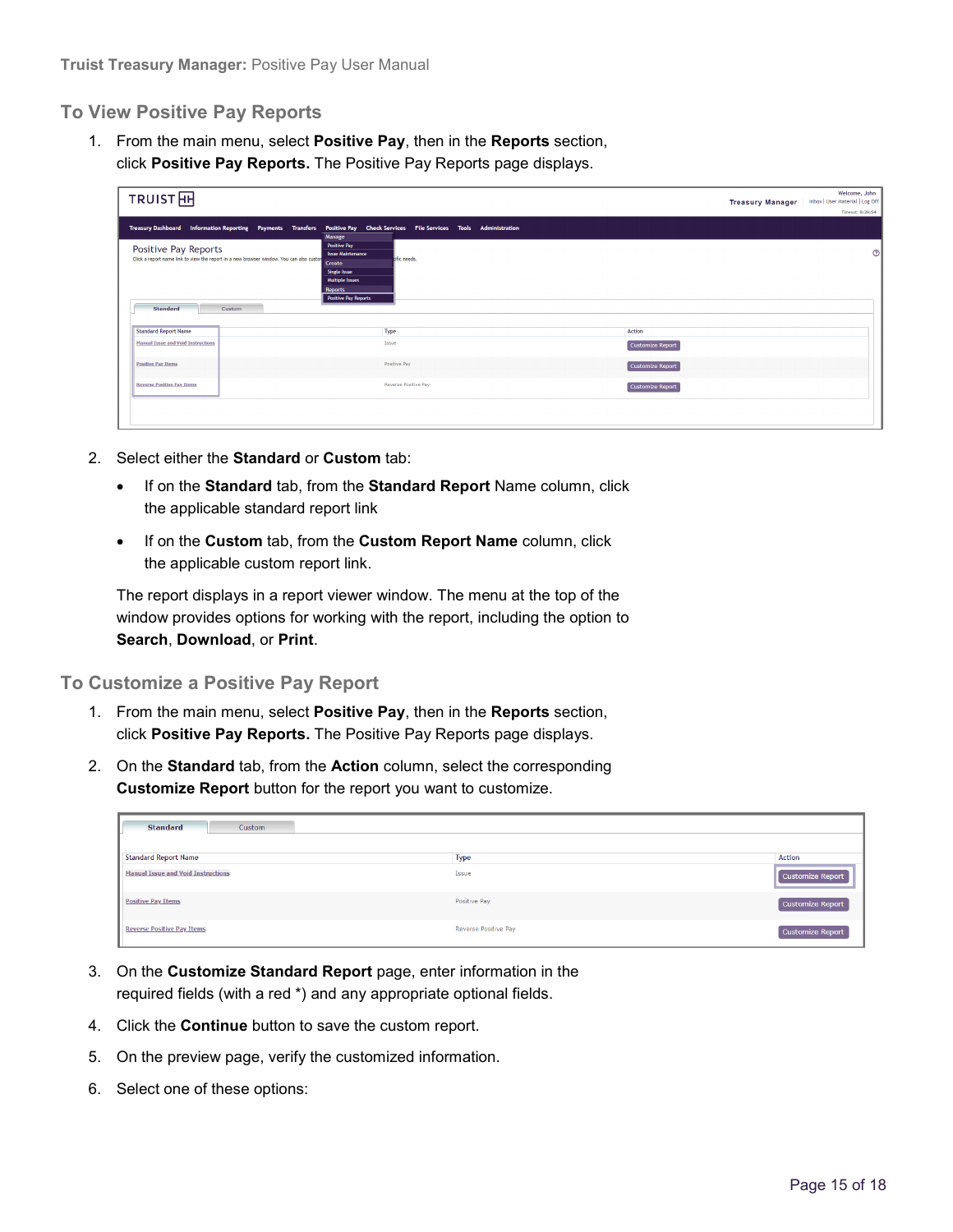## To View Positive Pay Reports

1. From the main menu, select **Positive Pay**, then in the **Reports** section, click **Positive Pay Reports.** The Positive Pay Reports page displays.

2. Select either the **Standard** or **Custom** tab:

   - If on the **Standard** tab, from the **Standard Report** Name column, click the applicable standard report link
   - If on the **Custom** tab, from the **Custom Report Name** column, click the applicable custom report link.

   The report displays in a report viewer window. The menu at the top of the window provides options for working with the report, including the option to **Search**, **Download**, or **Print**.

## To Customize a Positive Pay Report

1. From the main menu, select **Positive Pay**, then in the **Reports** section, click **Positive Pay Reports.** The Positive Pay Reports page displays.
2. On the **Standard** tab, from the **Action** column, select the corresponding **Customize Report** button for the report you want to customize.
3. On the **Customize Standard Report** page, enter information in the required fields (with a red *) and any appropriate optional fields.
4. Click the **Continue** button to save the custom report.
5. On the preview page, verify the customized information.
6. Select one of these options: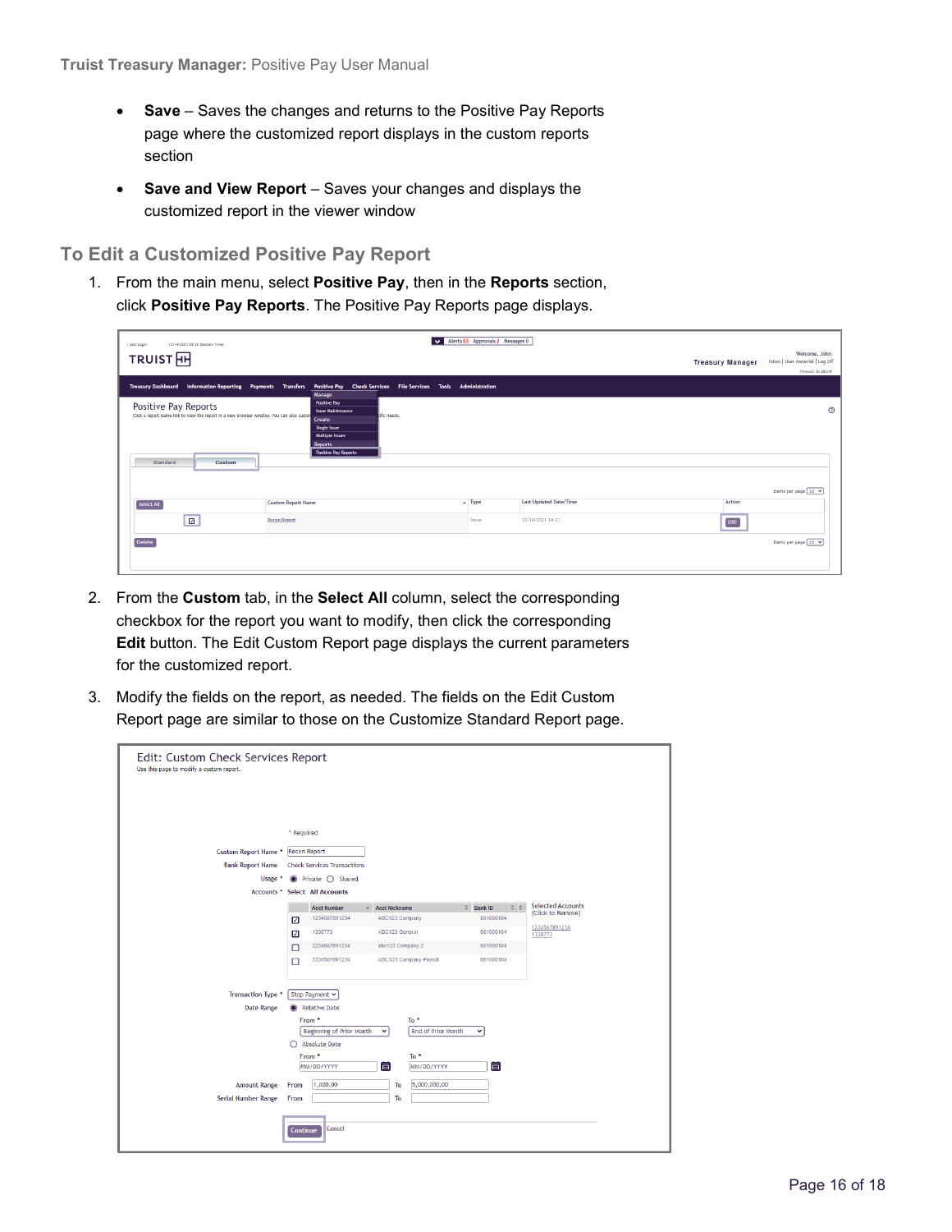- **Save** – Saves the changes and returns to the Positive Pay Reports page where the customized report displays in the custom reports section
- **Save and View Report** – Saves your changes and displays the customized report in the viewer window

## To Edit a Customized Positive Pay Report

1. From the main menu, select **Positive Pay**, then in the **Reports** section, click **Positive Pay Reports**. The Positive Pay Reports page displays.

2. From the **Custom** tab, in the **Select All** column, select the corresponding checkbox for the report you want to modify, then click the corresponding **Edit** button. The Edit Custom Report page displays the current parameters for the customized report.

3. Modify the fields on the report, as needed. The fields on the Edit Custom Report page are similar to those on the Customize Standard Report page.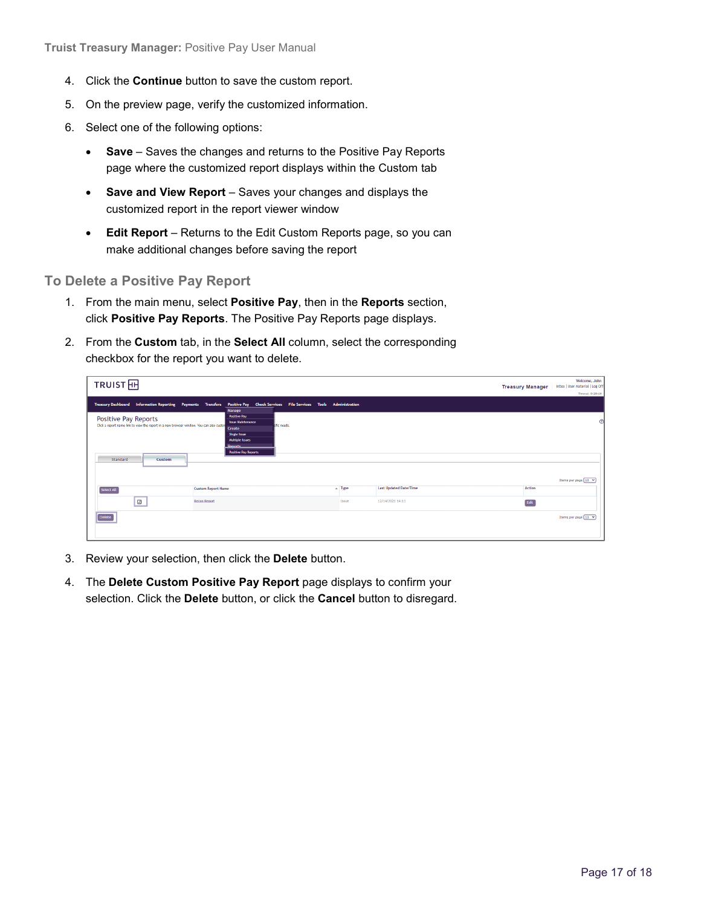4. Click the **Continue** button to save the custom report.
5. On the preview page, verify the customized information.
6. Select one of the following options:
   - **Save** – Saves the changes and returns to the Positive Pay Reports page where the customized report displays within the Custom tab
   - **Save and View Report** – Saves your changes and displays the customized report in the report viewer window
   - **Edit Report** – Returns to the Edit Custom Reports page, so you can make additional changes before saving the report

## To Delete a Positive Pay Report

1. From the main menu, select **Positive Pay**, then in the **Reports** section, click **Positive Pay Reports**. The Positive Pay Reports page displays.
2. From the **Custom** tab, in the **Select All** column, select the corresponding checkbox for the report you want to delete.
3. Review your selection, then click the **Delete** button.
4. The **Delete Custom Positive Pay Report** page displays to confirm your selection. Click the **Delete** button, or click the **Cancel** button to disregard.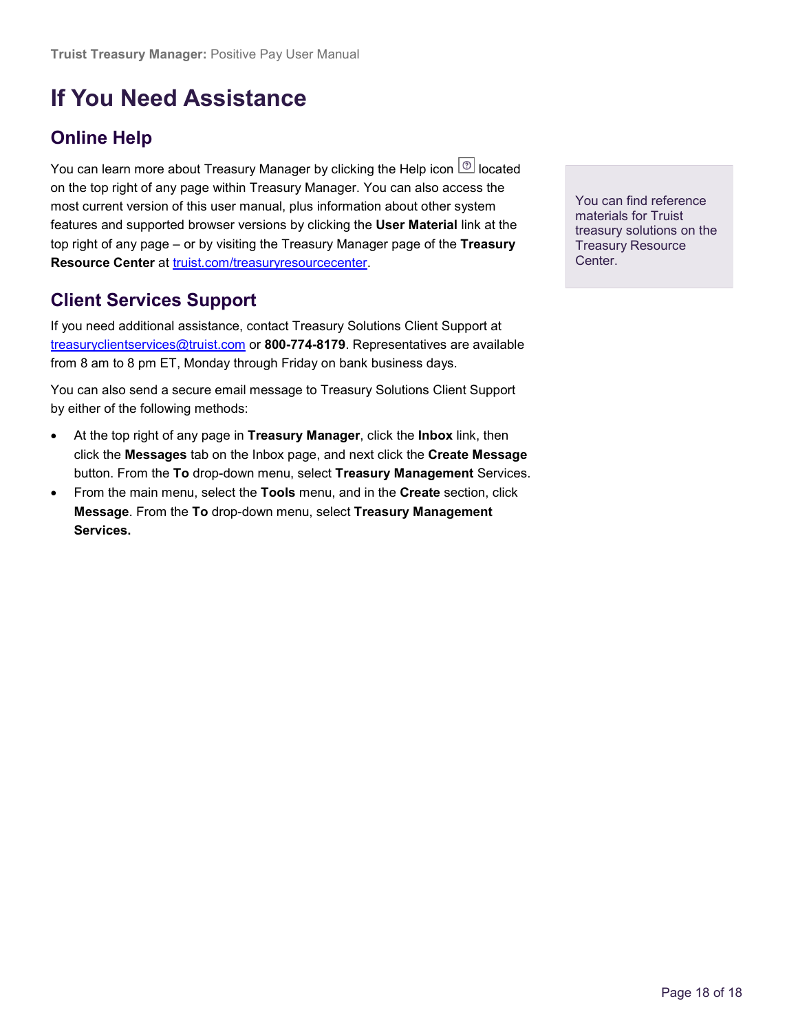# If You Need Assistance

## Online Help

You can learn more about Treasury Manager by clicking the Help icon located on the top right of any page within Treasury Manager. You can also access the most current version of this user manual, plus information about other system features and supported browser versions by clicking the **User Material** link at the top right of any page – or by visiting the Treasury Manager page of the **Treasury Resource Center** at truist.com/treasuryresourcecenter.

You can find reference materials for Truist treasury solutions on the Treasury Resource Center.

## Client Services Support

If you need additional assistance, contact Treasury Solutions Client Support at treasuryclientservices@truist.com or **800-774-8179**. Representatives are available from 8 am to 8 pm ET, Monday through Friday on bank business days.

You can also send a secure email message to Treasury Solutions Client Support by either of the following methods:

- At the top right of any page in **Treasury Manager**, click the **Inbox** link, then click the **Messages** tab on the Inbox page, and next click the **Create Message** button. From the **To** drop-down menu, select **Treasury Management** Services.
- From the main menu, select the **Tools** menu, and in the **Create** section, click **Message**. From the **To** drop-down menu, select **Treasury Management Services.**